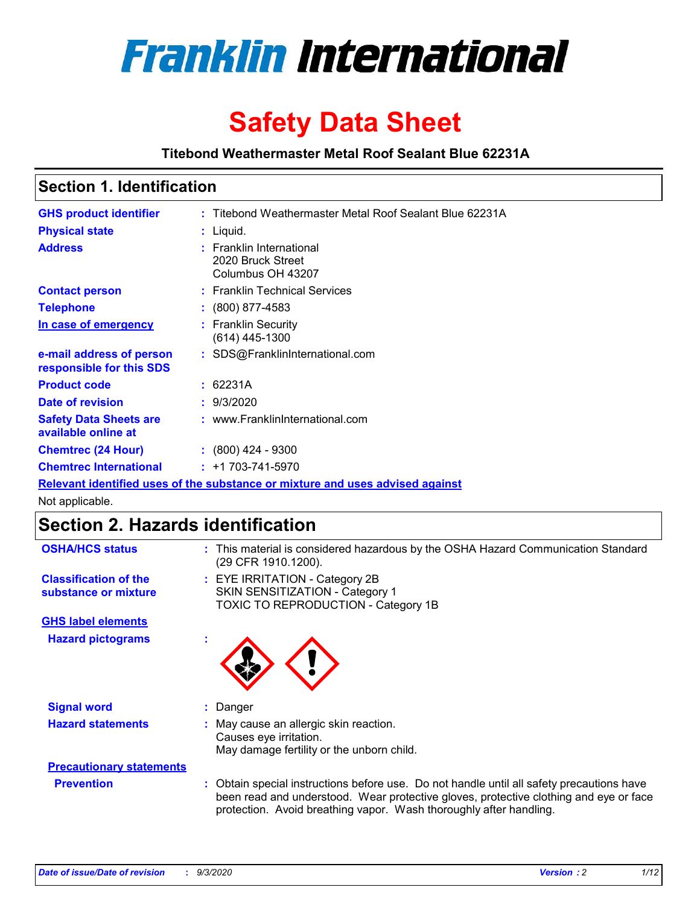# Franklin International

# Safety Data Sheet

**Titebond Weathermaster Metal Roof Sealant Blue 62231A**

## Section 1. Identification

| | | |
|---|---|---|
| **GHS product identifier** | : | Titebond Weathermaster Metal Roof Sealant Blue 62231A |
| **Physical state** | : | Liquid. |
| **Address** | : | Franklin International<br>2020 Bruck Street<br>Columbus OH 43207 |
| **Contact person** | : | Franklin Technical Services |
| **Telephone** | : | (800) 877-4583 |
| **In case of emergency** | : | Franklin Security<br>(614) 445-1300 |
| **e-mail address of person responsible for this SDS** | : | SDS@FranklinInternational.com |
| **Product code** | : | 62231A |
| **Date of revision** | : | 9/3/2020 |
| **Safety Data Sheets are available online at** | : | www.FranklinInternational.com |
| **Chemtrec (24 Hour)** | : | (800) 424 - 9300 |
| **Chemtrec International** | : | +1 703-741-5970 |

**Relevant identified uses of the substance or mixture and uses advised against**

Not applicable.

## Section 2. Hazards identification

| | | |
|---|---|---|
| **OSHA/HCS status** | : | This material is considered hazardous by the OSHA Hazard Communication Standard (29 CFR 1910.1200). |
| **Classification of the substance or mixture** | : | EYE IRRITATION - Category 2B<br>SKIN SENSITIZATION - Category 1<br>TOXIC TO REPRODUCTION - Category 1B |

**GHS label elements**

| | | |
|---|---|---|
| **Hazard pictograms** | : | |
| **Signal word** | : | Danger |
| **Hazard statements** | : | May cause an allergic skin reaction.<br>Causes eye irritation.<br>May damage fertility or the unborn child. |

**Precautionary statements**

| | | |
|---|---|---|
| **Prevention** | : | Obtain special instructions before use. Do not handle until all safety precautions have been read and understood. Wear protective gloves, protective clothing and eye or face protection. Avoid breathing vapor. Wash thoroughly after handling. |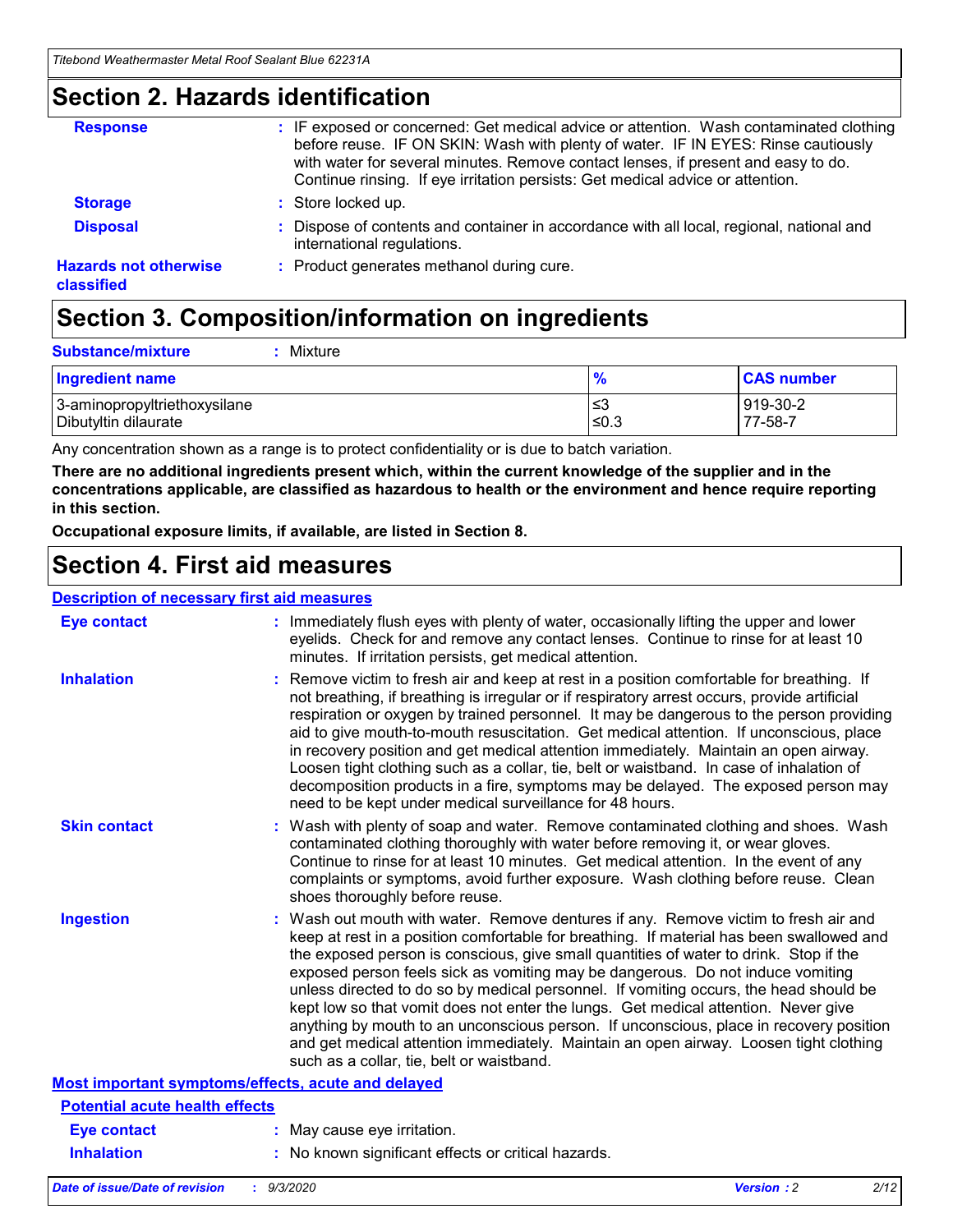## Section 2. Hazards identification

**Response** : IF exposed or concerned: Get medical advice or attention. Wash contaminated clothing before reuse. IF ON SKIN: Wash with plenty of water. IF IN EYES: Rinse cautiously with water for several minutes. Remove contact lenses, if present and easy to do. Continue rinsing. If eye irritation persists: Get medical advice or attention.

**Storage** : Store locked up.

**Disposal** : Dispose of contents and container in accordance with all local, regional, national and international regulations.

**Hazards not otherwise classified** : Product generates methanol during cure.

## Section 3. Composition/information on ingredients

**Substance/mixture** : Mixture

| Ingredient name | % | CAS number |
|---|---|---|
| 3-aminopropyltriethoxysilane | ≤3 | 919-30-2 |
| Dibutyltin dilaurate | ≤0.3 | 77-58-7 |

Any concentration shown as a range is to protect confidentiality or is due to batch variation.

**There are no additional ingredients present which, within the current knowledge of the supplier and in the concentrations applicable, are classified as hazardous to health or the environment and hence require reporting in this section.**

**Occupational exposure limits, if available, are listed in Section 8.**

## Section 4. First aid measures

### Description of necessary first aid measures

**Eye contact** : Immediately flush eyes with plenty of water, occasionally lifting the upper and lower eyelids. Check for and remove any contact lenses. Continue to rinse for at least 10 minutes. If irritation persists, get medical attention.

**Inhalation** : Remove victim to fresh air and keep at rest in a position comfortable for breathing. If not breathing, if breathing is irregular or if respiratory arrest occurs, provide artificial respiration or oxygen by trained personnel. It may be dangerous to the person providing aid to give mouth-to-mouth resuscitation. Get medical attention. If unconscious, place in recovery position and get medical attention immediately. Maintain an open airway. Loosen tight clothing such as a collar, tie, belt or waistband. In case of inhalation of decomposition products in a fire, symptoms may be delayed. The exposed person may need to be kept under medical surveillance for 48 hours.

**Skin contact** : Wash with plenty of soap and water. Remove contaminated clothing and shoes. Wash contaminated clothing thoroughly with water before removing it, or wear gloves. Continue to rinse for at least 10 minutes. Get medical attention. In the event of any complaints or symptoms, avoid further exposure. Wash clothing before reuse. Clean shoes thoroughly before reuse.

**Ingestion** : Wash out mouth with water. Remove dentures if any. Remove victim to fresh air and keep at rest in a position comfortable for breathing. If material has been swallowed and the exposed person is conscious, give small quantities of water to drink. Stop if the exposed person feels sick as vomiting may be dangerous. Do not induce vomiting unless directed to do so by medical personnel. If vomiting occurs, the head should be kept low so that vomit does not enter the lungs. Get medical attention. Never give anything by mouth to an unconscious person. If unconscious, place in recovery position and get medical attention immediately. Maintain an open airway. Loosen tight clothing such as a collar, tie, belt or waistband.

### Most important symptoms/effects, acute and delayed

#### Potential acute health effects

**Eye contact** : May cause eye irritation.

**Inhalation** : No known significant effects or critical hazards.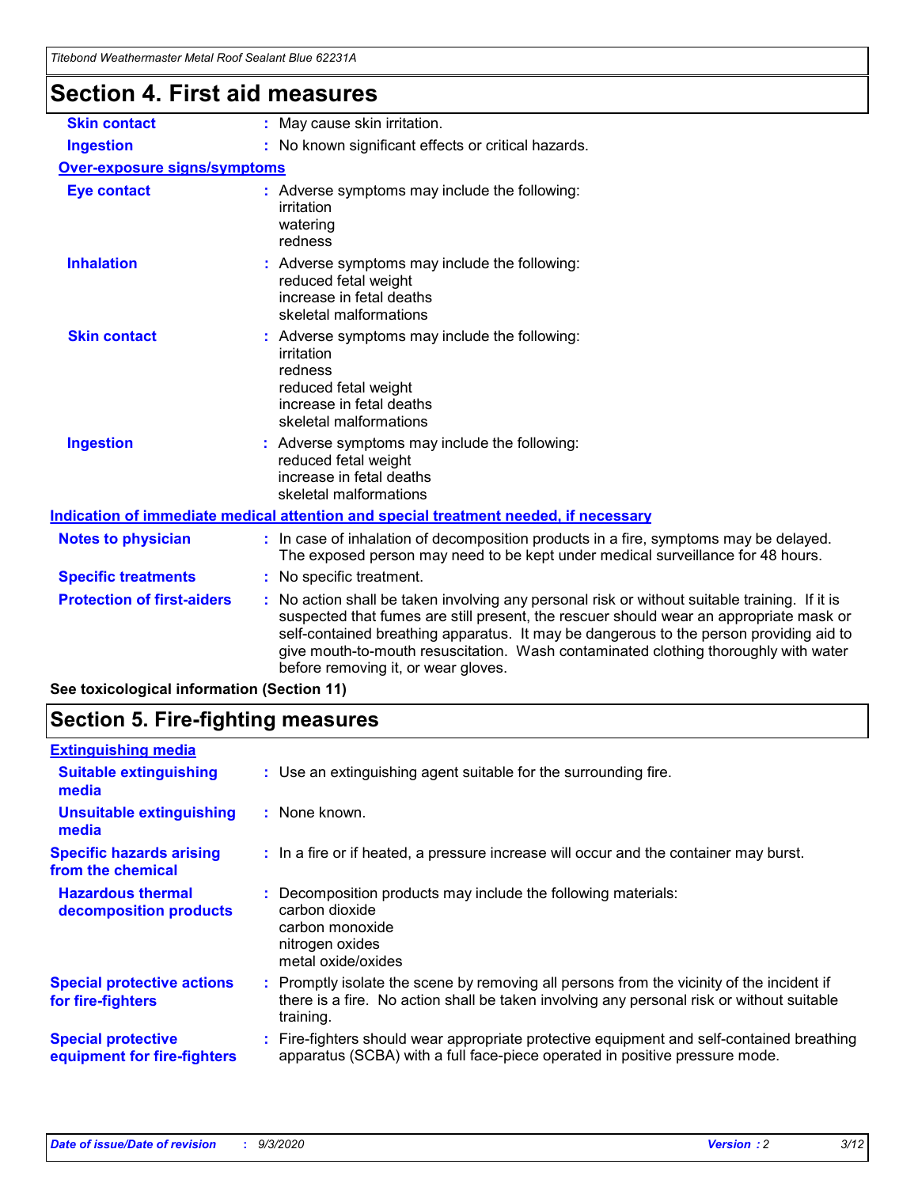# Section 4. First aid measures

| | |
|---|---|
| **Skin contact** | : May cause skin irritation. |
| **Ingestion** | : No known significant effects or critical hazards. |

**Over-exposure signs/symptoms**

| | |
|---|---|
| **Eye contact** | : Adverse symptoms may include the following:<br>irritation<br>watering<br>redness |
| **Inhalation** | : Adverse symptoms may include the following:<br>reduced fetal weight<br>increase in fetal deaths<br>skeletal malformations |
| **Skin contact** | : Adverse symptoms may include the following:<br>irritation<br>redness<br>reduced fetal weight<br>increase in fetal deaths<br>skeletal malformations |
| **Ingestion** | : Adverse symptoms may include the following:<br>reduced fetal weight<br>increase in fetal deaths<br>skeletal malformations |

**Indication of immediate medical attention and special treatment needed, if necessary**

| | |
|---|---|
| **Notes to physician** | : In case of inhalation of decomposition products in a fire, symptoms may be delayed. The exposed person may need to be kept under medical surveillance for 48 hours. |
| **Specific treatments** | : No specific treatment. |
| **Protection of first-aiders** | : No action shall be taken involving any personal risk or without suitable training. If it is suspected that fumes are still present, the rescuer should wear an appropriate mask or self-contained breathing apparatus. It may be dangerous to the person providing aid to give mouth-to-mouth resuscitation. Wash contaminated clothing thoroughly with water before removing it, or wear gloves. |

**See toxicological information (Section 11)**

# Section 5. Fire-fighting measures

**Extinguishing media**

| | |
|---|---|
| **Suitable extinguishing media** | : Use an extinguishing agent suitable for the surrounding fire. |
| **Unsuitable extinguishing media** | : None known. |
| **Specific hazards arising from the chemical** | : In a fire or if heated, a pressure increase will occur and the container may burst. |
| **Hazardous thermal decomposition products** | : Decomposition products may include the following materials:<br>carbon dioxide<br>carbon monoxide<br>nitrogen oxides<br>metal oxide/oxides |
| **Special protective actions for fire-fighters** | : Promptly isolate the scene by removing all persons from the vicinity of the incident if there is a fire. No action shall be taken involving any personal risk or without suitable training. |
| **Special protective equipment for fire-fighters** | : Fire-fighters should wear appropriate protective equipment and self-contained breathing apparatus (SCBA) with a full face-piece operated in positive pressure mode. |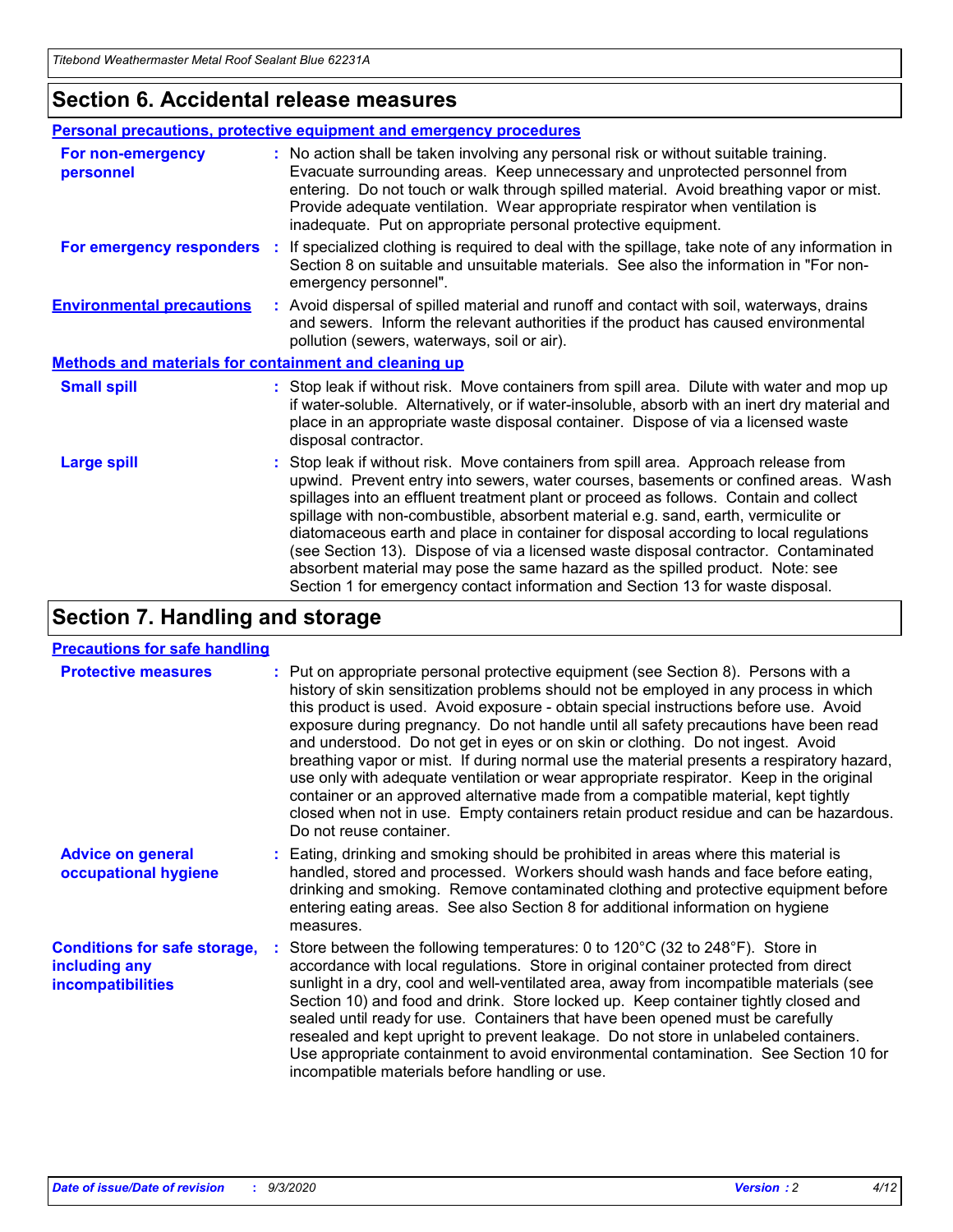## Section 6. Accidental release measures

### Personal precautions, protective equipment and emergency procedures

**For non-emergency personnel** : No action shall be taken involving any personal risk or without suitable training. Evacuate surrounding areas. Keep unnecessary and unprotected personnel from entering. Do not touch or walk through spilled material. Avoid breathing vapor or mist. Provide adequate ventilation. Wear appropriate respirator when ventilation is inadequate. Put on appropriate personal protective equipment.

**For emergency responders** : If specialized clothing is required to deal with the spillage, take note of any information in Section 8 on suitable and unsuitable materials. See also the information in "For non-emergency personnel".

**Environmental precautions** : Avoid dispersal of spilled material and runoff and contact with soil, waterways, drains and sewers. Inform the relevant authorities if the product has caused environmental pollution (sewers, waterways, soil or air).

### Methods and materials for containment and cleaning up

**Small spill** : Stop leak if without risk. Move containers from spill area. Dilute with water and mop up if water-soluble. Alternatively, or if water-insoluble, absorb with an inert dry material and place in an appropriate waste disposal container. Dispose of via a licensed waste disposal contractor.

**Large spill** : Stop leak if without risk. Move containers from spill area. Approach release from upwind. Prevent entry into sewers, water courses, basements or confined areas. Wash spillages into an effluent treatment plant or proceed as follows. Contain and collect spillage with non-combustible, absorbent material e.g. sand, earth, vermiculite or diatomaceous earth and place in container for disposal according to local regulations (see Section 13). Dispose of via a licensed waste disposal contractor. Contaminated absorbent material may pose the same hazard as the spilled product. Note: see Section 1 for emergency contact information and Section 13 for waste disposal.

## Section 7. Handling and storage

### Precautions for safe handling

**Protective measures** : Put on appropriate personal protective equipment (see Section 8). Persons with a history of skin sensitization problems should not be employed in any process in which this product is used. Avoid exposure - obtain special instructions before use. Avoid exposure during pregnancy. Do not handle until all safety precautions have been read and understood. Do not get in eyes or on skin or clothing. Do not ingest. Avoid breathing vapor or mist. If during normal use the material presents a respiratory hazard, use only with adequate ventilation or wear appropriate respirator. Keep in the original container or an approved alternative made from a compatible material, kept tightly closed when not in use. Empty containers retain product residue and can be hazardous. Do not reuse container.

**Advice on general occupational hygiene** : Eating, drinking and smoking should be prohibited in areas where this material is handled, stored and processed. Workers should wash hands and face before eating, drinking and smoking. Remove contaminated clothing and protective equipment before entering eating areas. See also Section 8 for additional information on hygiene measures.

**Conditions for safe storage, including any incompatibilities** : Store between the following temperatures: 0 to 120°C (32 to 248°F). Store in accordance with local regulations. Store in original container protected from direct sunlight in a dry, cool and well-ventilated area, away from incompatible materials (see Section 10) and food and drink. Store locked up. Keep container tightly closed and sealed until ready for use. Containers that have been opened must be carefully resealed and kept upright to prevent leakage. Do not store in unlabeled containers. Use appropriate containment to avoid environmental contamination. See Section 10 for incompatible materials before handling or use.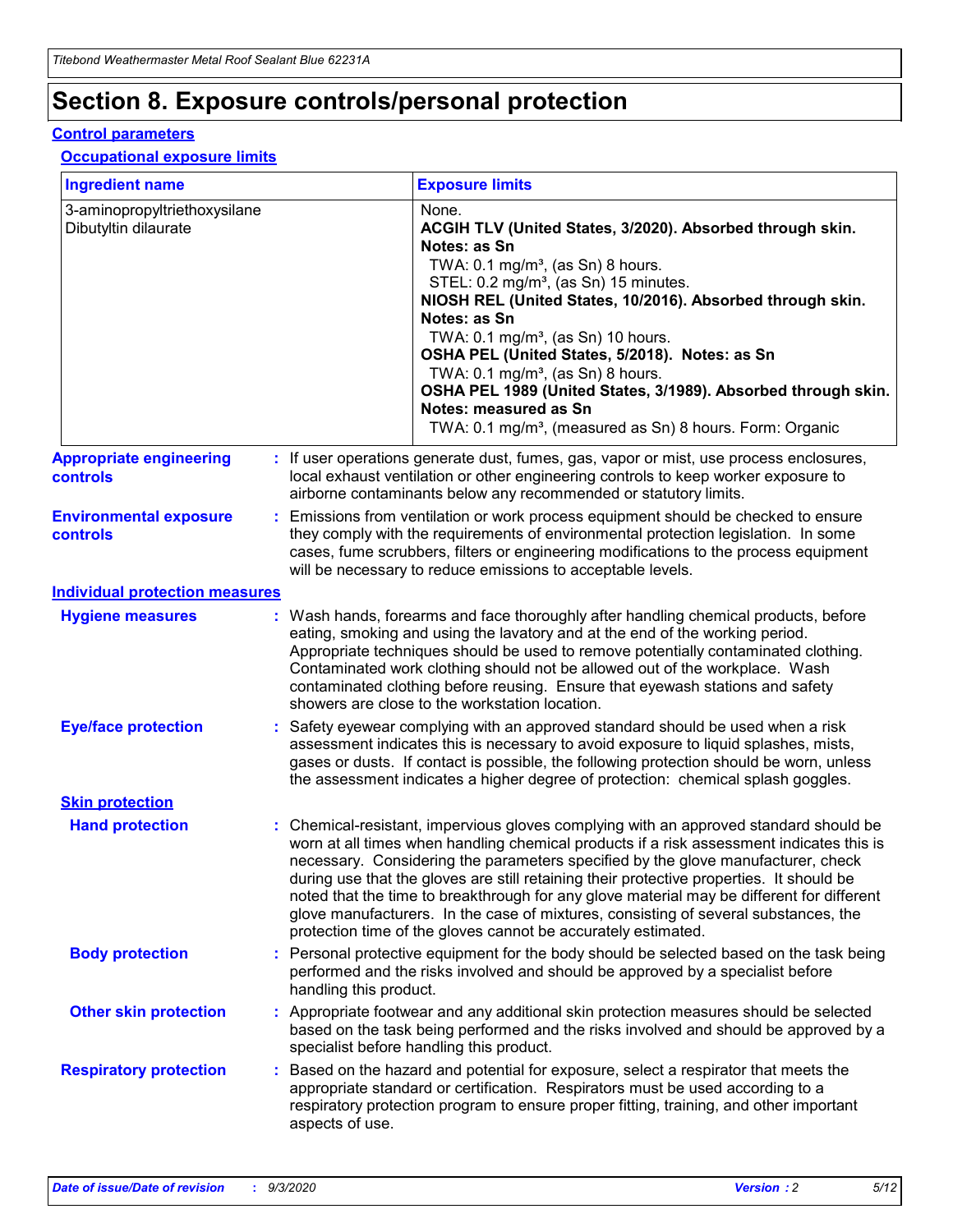# Section 8. Exposure controls/personal protection

## Control parameters

### Occupational exposure limits

| Ingredient name | Exposure limits |
|---|---|
| 3-aminopropyltriethoxysilane | None. |
| Dibutyltin dilaurate | **ACGIH TLV (United States, 3/2020). Absorbed through skin. Notes: as Sn**<br>TWA: 0.1 mg/m³, (as Sn) 8 hours.<br>STEL: 0.2 mg/m³, (as Sn) 15 minutes.<br>**NIOSH REL (United States, 10/2016). Absorbed through skin. Notes: as Sn**<br>TWA: 0.1 mg/m³, (as Sn) 10 hours.<br>**OSHA PEL (United States, 5/2018). Notes: as Sn**<br>TWA: 0.1 mg/m³, (as Sn) 8 hours.<br>**OSHA PEL 1989 (United States, 3/1989). Absorbed through skin. Notes: measured as Sn**<br>TWA: 0.1 mg/m³, (measured as Sn) 8 hours. Form: Organic |

**Appropriate engineering controls** : If user operations generate dust, fumes, gas, vapor or mist, use process enclosures, local exhaust ventilation or other engineering controls to keep worker exposure to airborne contaminants below any recommended or statutory limits.

**Environmental exposure controls** : Emissions from ventilation or work process equipment should be checked to ensure they comply with the requirements of environmental protection legislation. In some cases, fume scrubbers, filters or engineering modifications to the process equipment will be necessary to reduce emissions to acceptable levels.

## Individual protection measures

**Hygiene measures** : Wash hands, forearms and face thoroughly after handling chemical products, before eating, smoking and using the lavatory and at the end of the working period. Appropriate techniques should be used to remove potentially contaminated clothing. Contaminated work clothing should not be allowed out of the workplace. Wash contaminated clothing before reusing. Ensure that eyewash stations and safety showers are close to the workstation location.

**Eye/face protection** : Safety eyewear complying with an approved standard should be used when a risk assessment indicates this is necessary to avoid exposure to liquid splashes, mists, gases or dusts. If contact is possible, the following protection should be worn, unless the assessment indicates a higher degree of protection: chemical splash goggles.

### Skin protection

**Hand protection** : Chemical-resistant, impervious gloves complying with an approved standard should be worn at all times when handling chemical products if a risk assessment indicates this is necessary. Considering the parameters specified by the glove manufacturer, check during use that the gloves are still retaining their protective properties. It should be noted that the time to breakthrough for any glove material may be different for different glove manufacturers. In the case of mixtures, consisting of several substances, the protection time of the gloves cannot be accurately estimated.

**Body protection** : Personal protective equipment for the body should be selected based on the task being performed and the risks involved and should be approved by a specialist before handling this product.

**Other skin protection** : Appropriate footwear and any additional skin protection measures should be selected based on the task being performed and the risks involved and should be approved by a specialist before handling this product.

**Respiratory protection** : Based on the hazard and potential for exposure, select a respirator that meets the appropriate standard or certification. Respirators must be used according to a respiratory protection program to ensure proper fitting, training, and other important aspects of use.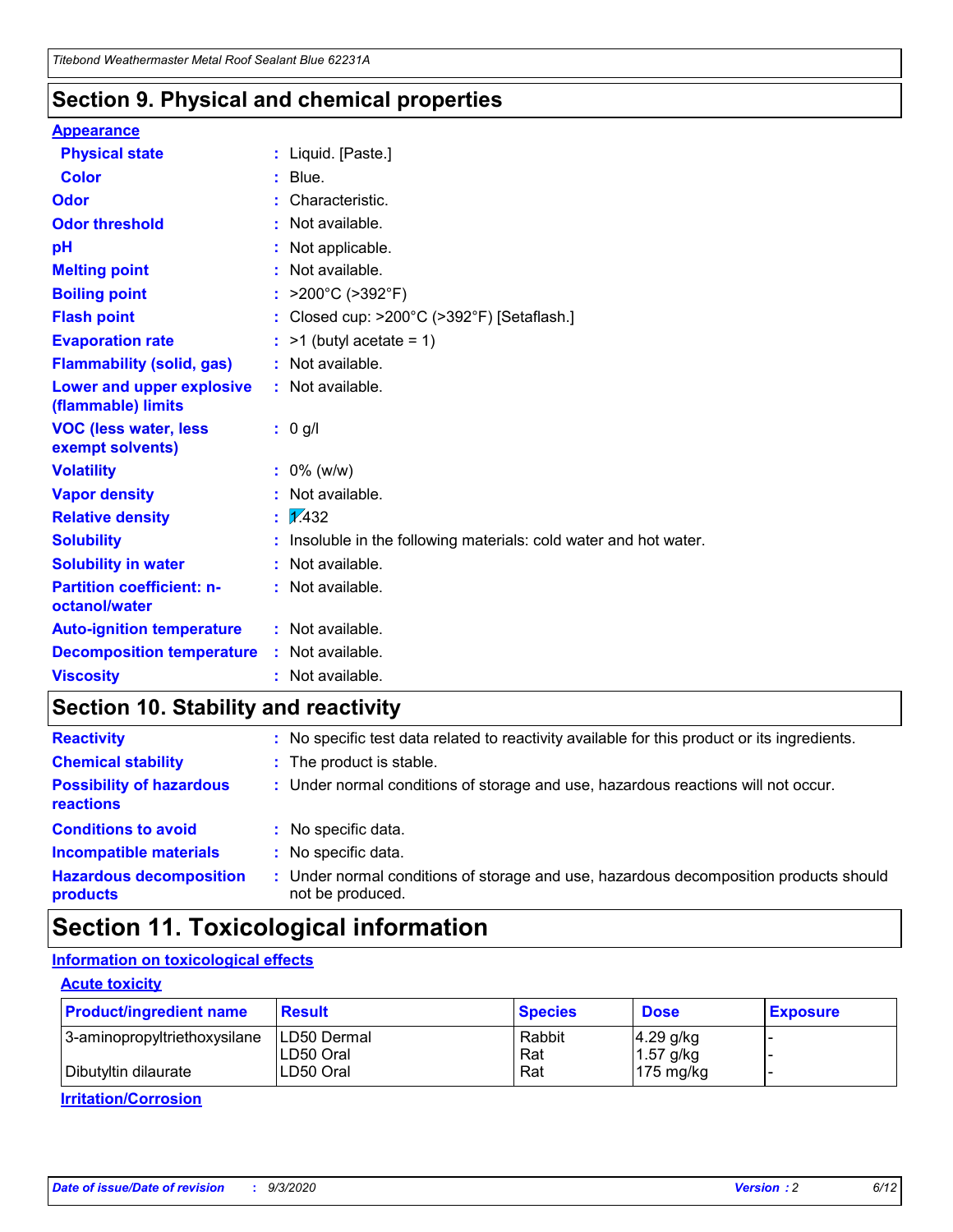## Section 9. Physical and chemical properties

**Appearance**

| | |
|---|---|
| **Physical state** | : Liquid. [Paste.] |
| **Color** | : Blue. |
| **Odor** | : Characteristic. |
| **Odor threshold** | : Not available. |
| **pH** | : Not applicable. |
| **Melting point** | : Not available. |
| **Boiling point** | : >200°C (>392°F) |
| **Flash point** | : Closed cup: >200°C (>392°F) [Setaflash.] |
| **Evaporation rate** | : >1 (butyl acetate = 1) |
| **Flammability (solid, gas)** | : Not available. |
| **Lower and upper explosive (flammable) limits** | : Not available. |
| **VOC (less water, less exempt solvents)** | : 0 g/l |
| **Volatility** | : 0% (w/w) |
| **Vapor density** | : Not available. |
| **Relative density** | : 1.432 |
| **Solubility** | : Insoluble in the following materials: cold water and hot water. |
| **Solubility in water** | : Not available. |
| **Partition coefficient: n-octanol/water** | : Not available. |
| **Auto-ignition temperature** | : Not available. |
| **Decomposition temperature** | : Not available. |
| **Viscosity** | : Not available. |

## Section 10. Stability and reactivity

| | |
|---|---|
| **Reactivity** | : No specific test data related to reactivity available for this product or its ingredients. |
| **Chemical stability** | : The product is stable. |
| **Possibility of hazardous reactions** | : Under normal conditions of storage and use, hazardous reactions will not occur. |
| **Conditions to avoid** | : No specific data. |
| **Incompatible materials** | : No specific data. |
| **Hazardous decomposition products** | : Under normal conditions of storage and use, hazardous decomposition products should not be produced. |

## Section 11. Toxicological information

**Information on toxicological effects**

**Acute toxicity**

| Product/ingredient name | Result | Species | Dose | Exposure |
|---|---|---|---|---|
| 3-aminopropyltriethoxysilane | LD50 Dermal | Rabbit | 4.29 g/kg | - |
| | LD50 Oral | Rat | 1.57 g/kg | - |
| Dibutyltin dilaurate | LD50 Oral | Rat | 175 mg/kg | - |

**Irritation/Corrosion**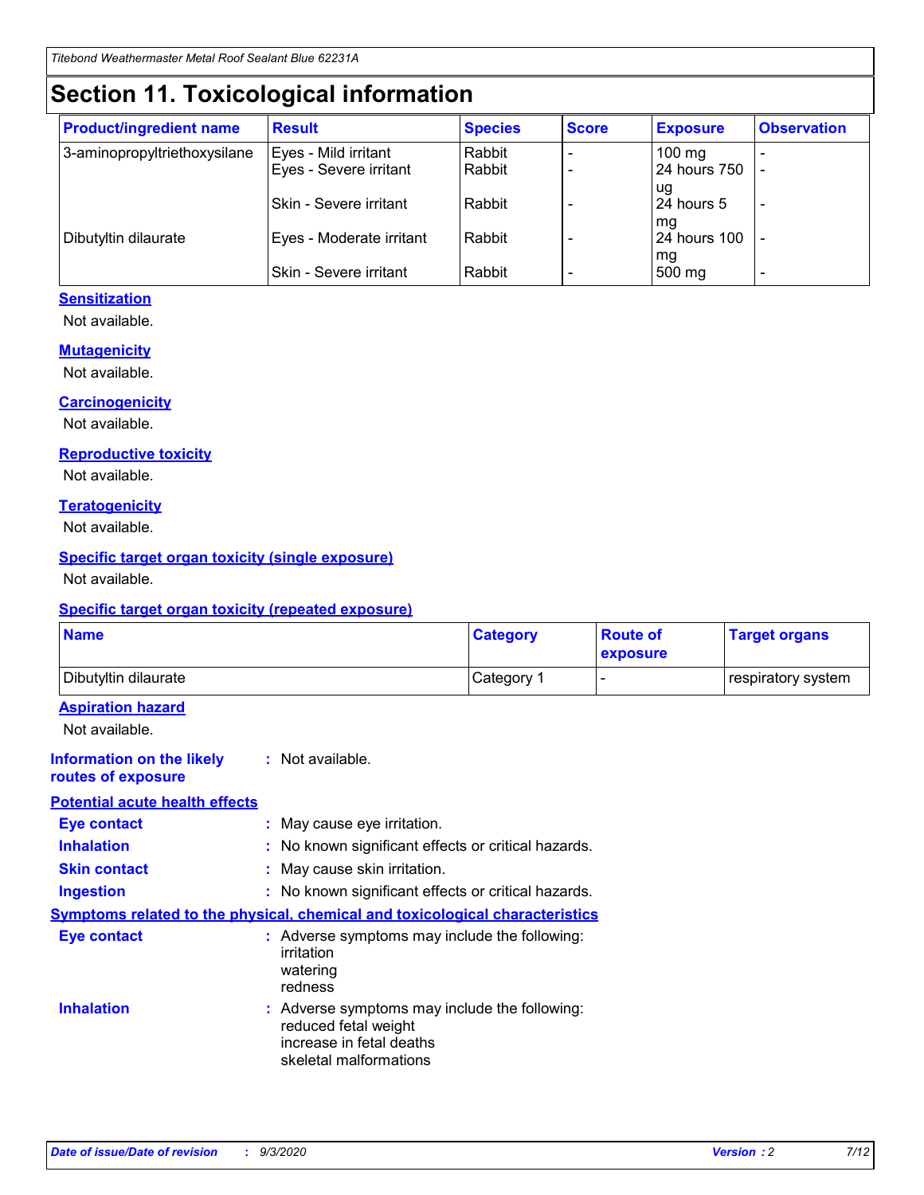# Section 11. Toxicological information

| Product/ingredient name | Result | Species | Score | Exposure | Observation |
|---|---|---|---|---|---|
| 3-aminopropyltriethoxysilane | Eyes - Mild irritant | Rabbit | - | 100 mg | - |
| | Eyes - Severe irritant | Rabbit | - | 24 hours 750 ug | - |
| | Skin - Severe irritant | Rabbit | - | 24 hours 5 mg | - |
| Dibutyltin dilaurate | Eyes - Moderate irritant | Rabbit | - | 24 hours 100 mg | - |
| | Skin - Severe irritant | Rabbit | - | 500 mg | - |

**Sensitization**

Not available.

**Mutagenicity**

Not available.

**Carcinogenicity**

Not available.

**Reproductive toxicity**

Not available.

**Teratogenicity**

Not available.

**Specific target organ toxicity (single exposure)**

Not available.

**Specific target organ toxicity (repeated exposure)**

| Name | Category | Route of exposure | Target organs |
|---|---|---|---|
| Dibutyltin dilaurate | Category 1 | - | respiratory system |

**Aspiration hazard**

Not available.

**Information on the likely routes of exposure** : Not available.

**Potential acute health effects**

**Eye contact** : May cause eye irritation.

**Inhalation** : No known significant effects or critical hazards.

**Skin contact** : May cause skin irritation.

**Ingestion** : No known significant effects or critical hazards.

**Symptoms related to the physical, chemical and toxicological characteristics**

**Eye contact** : Adverse symptoms may include the following:
irritation
watering
redness

**Inhalation** : Adverse symptoms may include the following:
reduced fetal weight
increase in fetal deaths
skeletal malformations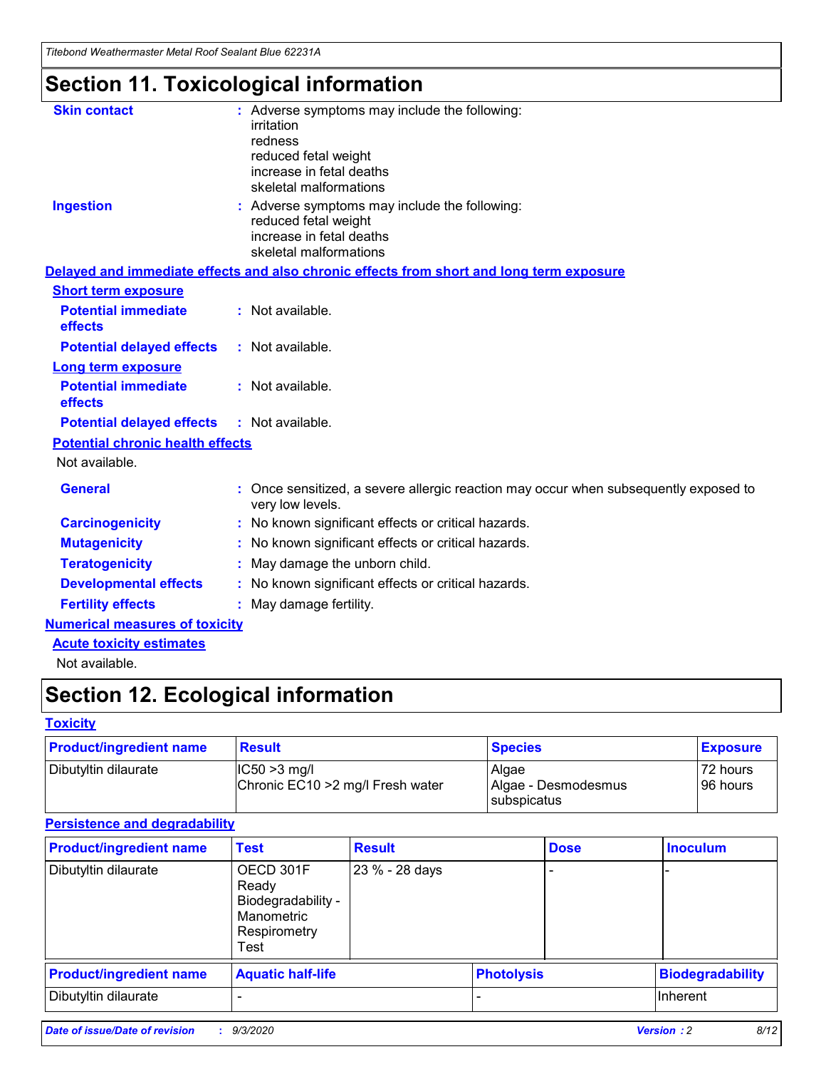# Section 11. Toxicological information

**Skin contact** : Adverse symptoms may include the following:
irritation
redness
reduced fetal weight
increase in fetal deaths
skeletal malformations

**Ingestion** : Adverse symptoms may include the following:
reduced fetal weight
increase in fetal deaths
skeletal malformations

**Delayed and immediate effects and also chronic effects from short and long term exposure**

**Short term exposure**

**Potential immediate effects** : Not available.

**Potential delayed effects** : Not available.

**Long term exposure**

**Potential immediate effects** : Not available.

**Potential delayed effects** : Not available.

**Potential chronic health effects**

Not available.

**General** : Once sensitized, a severe allergic reaction may occur when subsequently exposed to very low levels.

**Carcinogenicity** : No known significant effects or critical hazards.

**Mutagenicity** : No known significant effects or critical hazards.

**Teratogenicity** : May damage the unborn child.

**Developmental effects** : No known significant effects or critical hazards.

**Fertility effects** : May damage fertility.

**Numerical measures of toxicity**

**Acute toxicity estimates**

Not available.

# Section 12. Ecological information

**Toxicity**

| Product/ingredient name | Result | Species | Exposure |
|---|---|---|---|
| Dibutyltin dilaurate | IC50 >3 mg/l<br>Chronic EC10 >2 mg/l Fresh water | Algae<br>Algae - Desmodesmus subspicatus | 72 hours<br>96 hours |

**Persistence and degradability**

| Product/ingredient name | Test | Result | Dose | Inoculum |
|---|---|---|---|---|
| Dibutyltin dilaurate | OECD 301F Ready Biodegradability - Manometric Respirometry Test | 23 % - 28 days | - | - |

| Product/ingredient name | Aquatic half-life | Photolysis | Biodegradability |
|---|---|---|---|
| Dibutyltin dilaurate | - | - | Inherent |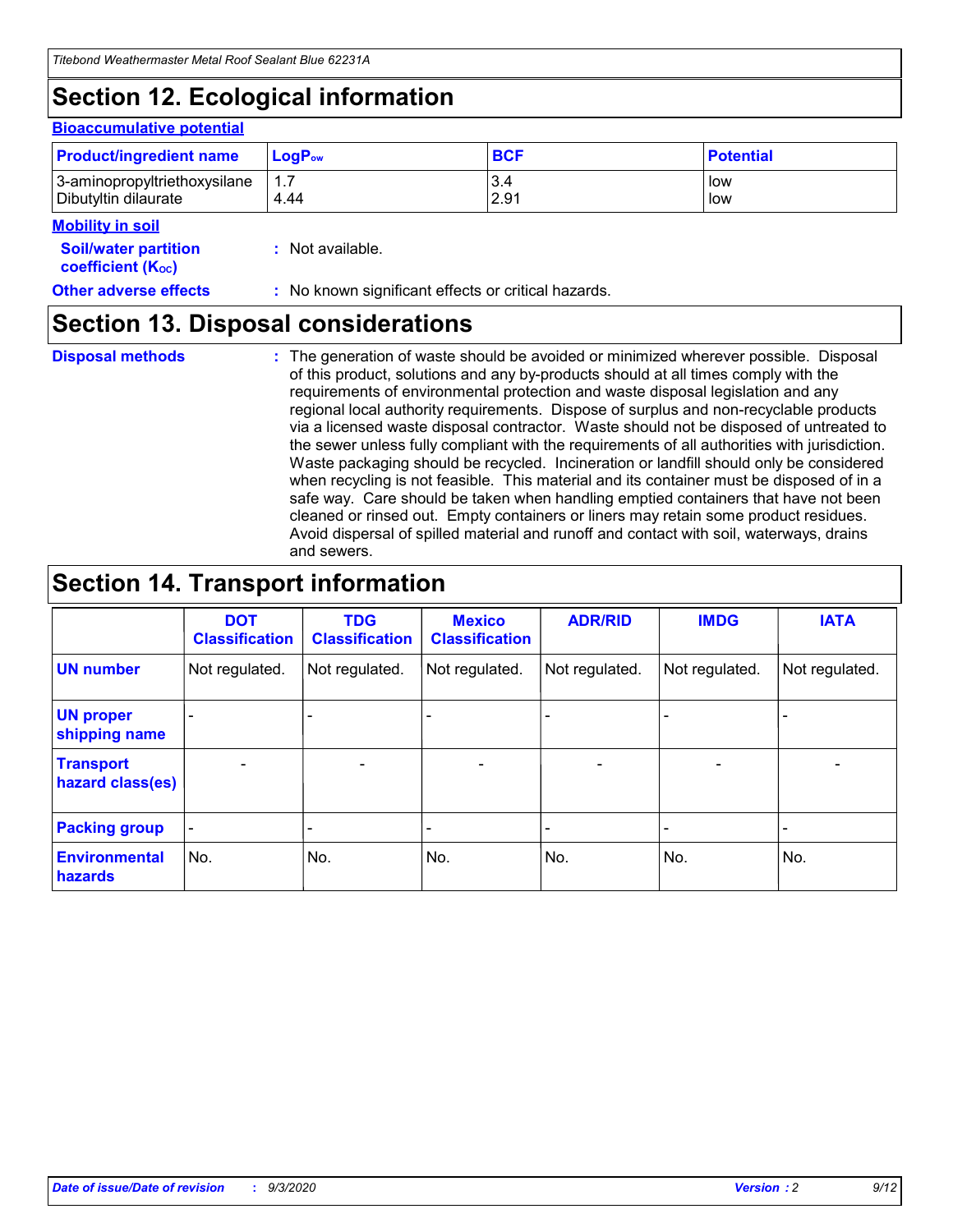## Section 12. Ecological information

### Bioaccumulative potential

| Product/ingredient name | $LogP_{ow}$ | BCF | Potential |
|---|---|---|---|
| 3-aminopropyltriethoxysilane | 1.7 | 3.4 | low |
| Dibutyltin dilaurate | 4.44 | 2.91 | low |

### Mobility in soil

**Soil/water partition coefficient ($K_{OC}$)** : Not available.

**Other adverse effects** : No known significant effects or critical hazards.

## Section 13. Disposal considerations

**Disposal methods** : The generation of waste should be avoided or minimized wherever possible. Disposal of this product, solutions and any by-products should at all times comply with the requirements of environmental protection and waste disposal legislation and any regional local authority requirements. Dispose of surplus and non-recyclable products via a licensed waste disposal contractor. Waste should not be disposed of untreated to the sewer unless fully compliant with the requirements of all authorities with jurisdiction. Waste packaging should be recycled. Incineration or landfill should only be considered when recycling is not feasible. This material and its container must be disposed of in a safe way. Care should be taken when handling emptied containers that have not been cleaned or rinsed out. Empty containers or liners may retain some product residues. Avoid dispersal of spilled material and runoff and contact with soil, waterways, drains and sewers.

## Section 14. Transport information

| | DOT Classification | TDG Classification | Mexico Classification | ADR/RID | IMDG | IATA |
|---|---|---|---|---|---|---|
| UN number | Not regulated. | Not regulated. | Not regulated. | Not regulated. | Not regulated. | Not regulated. |
| UN proper shipping name | - | - | - | - | - | - |
| Transport hazard class(es) | - | - | - | - | - | - |
| Packing group | - | - | - | - | - | - |
| Environmental hazards | No. | No. | No. | No. | No. | No. |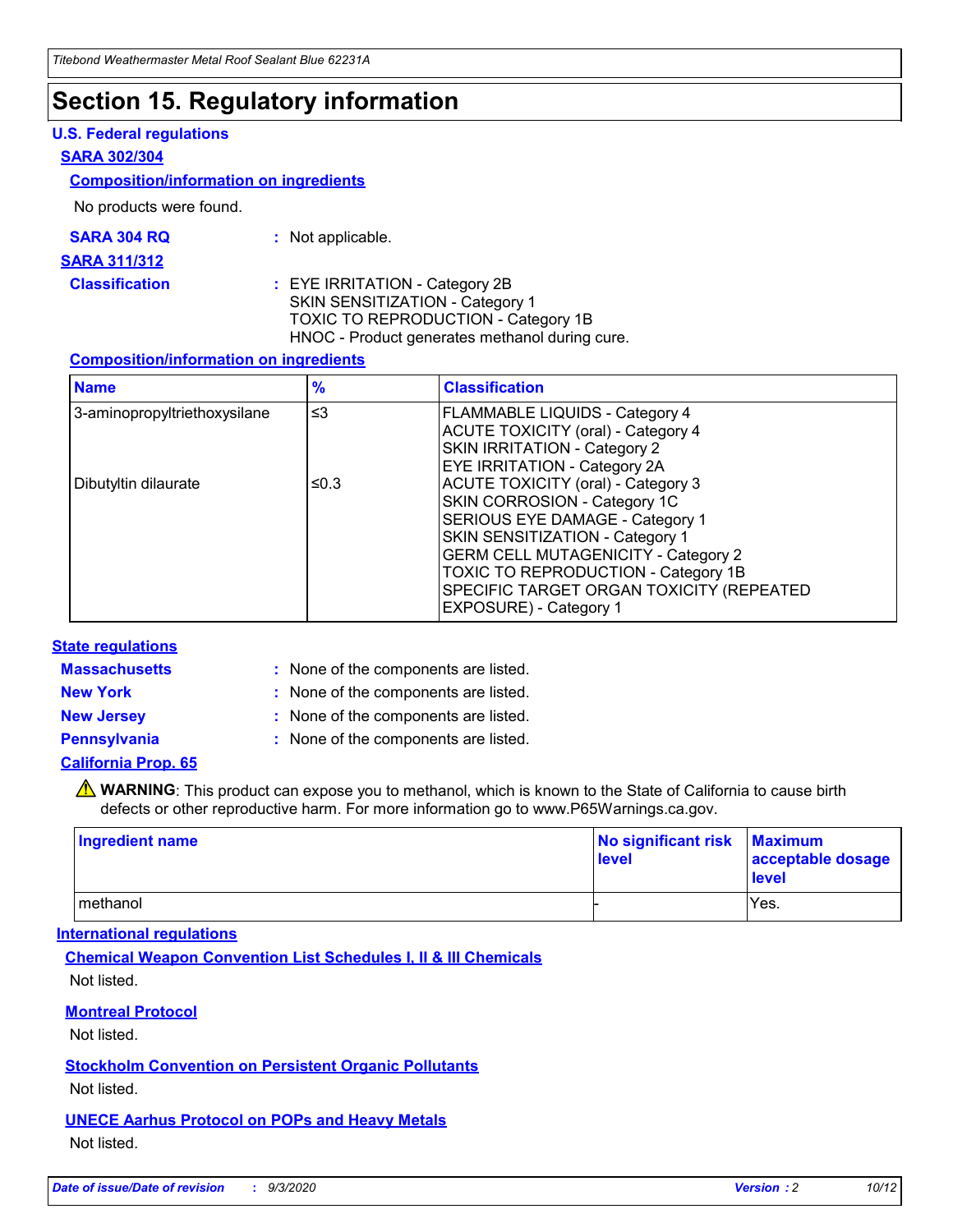# Section 15. Regulatory information

### U.S. Federal regulations

#### SARA 302/304

##### Composition/information on ingredients

No products were found.

**SARA 304 RQ** : Not applicable.

#### SARA 311/312

**Classification** : EYE IRRITATION - Category 2B
SKIN SENSITIZATION - Category 1
TOXIC TO REPRODUCTION - Category 1B
HNOC - Product generates methanol during cure.

##### Composition/information on ingredients

| Name | % | Classification |
|---|---|---|
| 3-aminopropyltriethoxysilane | ≤3 | FLAMMABLE LIQUIDS - Category 4<br>ACUTE TOXICITY (oral) - Category 4<br>SKIN IRRITATION - Category 2<br>EYE IRRITATION - Category 2A |
| Dibutyltin dilaurate | ≤0.3 | ACUTE TOXICITY (oral) - Category 3<br>SKIN CORROSION - Category 1C<br>SERIOUS EYE DAMAGE - Category 1<br>SKIN SENSITIZATION - Category 1<br>GERM CELL MUTAGENICITY - Category 2<br>TOXIC TO REPRODUCTION - Category 1B<br>SPECIFIC TARGET ORGAN TOXICITY (REPEATED EXPOSURE) - Category 1 |

### State regulations

**Massachusetts** : None of the components are listed.

**New York** : None of the components are listed.

**New Jersey** : None of the components are listed.

**Pennsylvania** : None of the components are listed.

#### California Prop. 65

⚠ **WARNING**: This product can expose you to methanol, which is known to the State of California to cause birth defects or other reproductive harm. For more information go to www.P65Warnings.ca.gov.

| Ingredient name | No significant risk level | Maximum acceptable dosage level |
|---|---|---|
| methanol | - | Yes. |

### International regulations

#### Chemical Weapon Convention List Schedules I, II & III Chemicals

Not listed.

#### Montreal Protocol

Not listed.

#### Stockholm Convention on Persistent Organic Pollutants

Not listed.

#### UNECE Aarhus Protocol on POPs and Heavy Metals

Not listed.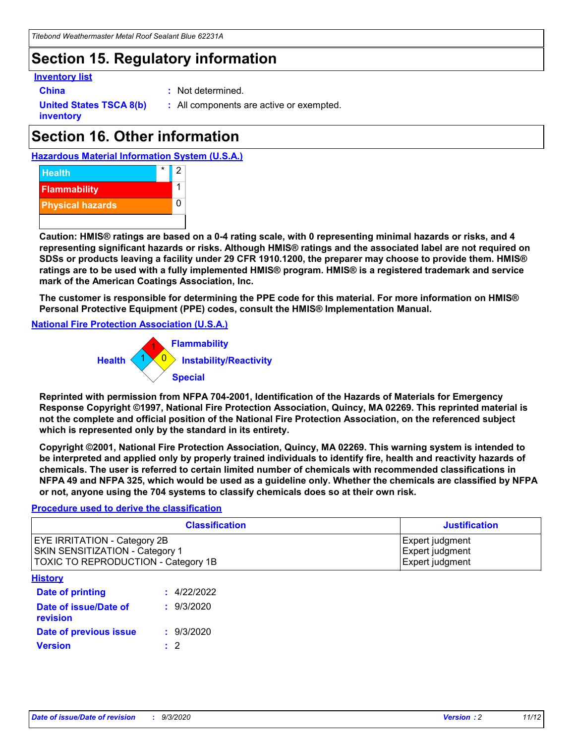# Section 15. Regulatory information

**Inventory list**

**China** : Not determined.

**United States TSCA 8(b) inventory** : All components are active or exempted.

# Section 16. Other information

**Hazardous Material Information System (U.S.A.)**

| | | |
|---|---|---|
| Health | * | 2 |
| Flammability | | 1 |
| Physical hazards | | 0 |

**Caution: HMIS® ratings are based on a 0-4 rating scale, with 0 representing minimal hazards or risks, and 4 representing significant hazards or risks. Although HMIS® ratings and the associated label are not required on SDSs or products leaving a facility under 29 CFR 1910.1200, the preparer may choose to provide them. HMIS® ratings are to be used with a fully implemented HMIS® program. HMIS® is a registered trademark and service mark of the American Coatings Association, Inc.**

**The customer is responsible for determining the PPE code for this material. For more information on HMIS® Personal Protective Equipment (PPE) codes, consult the HMIS® Implementation Manual.**

**National Fire Protection Association (U.S.A.)**

Flammability: 1
Health: 1
Instability/Reactivity: 0
Special:

**Reprinted with permission from NFPA 704-2001, Identification of the Hazards of Materials for Emergency Response Copyright ©1997, National Fire Protection Association, Quincy, MA 02269. This reprinted material is not the complete and official position of the National Fire Protection Association, on the referenced subject which is represented only by the standard in its entirety.**

**Copyright ©2001, National Fire Protection Association, Quincy, MA 02269. This warning system is intended to be interpreted and applied only by properly trained individuals to identify fire, health and reactivity hazards of chemicals. The user is referred to certain limited number of chemicals with recommended classifications in NFPA 49 and NFPA 325, which would be used as a guideline only. Whether the chemicals are classified by NFPA or not, anyone using the 704 systems to classify chemicals does so at their own risk.**

**Procedure used to derive the classification**

| Classification | Justification |
|---|---|
| EYE IRRITATION - Category 2B | Expert judgment |
| SKIN SENSITIZATION - Category 1 | Expert judgment |
| TOXIC TO REPRODUCTION - Category 1B | Expert judgment |

**History**

**Date of printing** : 4/22/2022

**Date of issue/Date of revision** : 9/3/2020

**Date of previous issue** : 9/3/2020

**Version** : 2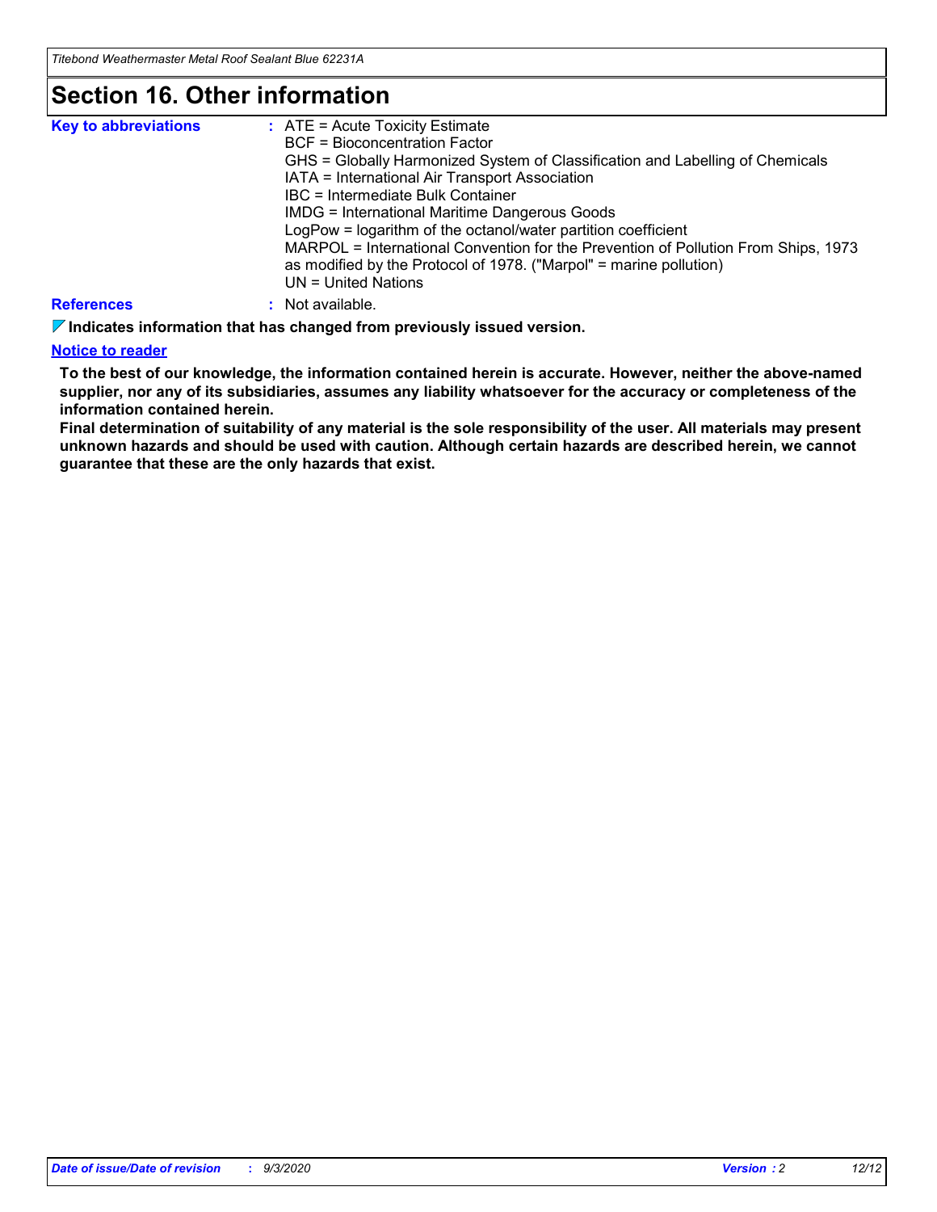# Section 16. Other information

**Key to abbreviations** : ATE = Acute Toxicity Estimate
BCF = Bioconcentration Factor
GHS = Globally Harmonized System of Classification and Labelling of Chemicals
IATA = International Air Transport Association
IBC = Intermediate Bulk Container
IMDG = International Maritime Dangerous Goods
LogPow = logarithm of the octanol/water partition coefficient
MARPOL = International Convention for the Prevention of Pollution From Ships, 1973 as modified by the Protocol of 1978. ("Marpol" = marine pollution)
UN = United Nations

**References** : Not available.

**Indicates information that has changed from previously issued version.**

**Notice to reader**

**To the best of our knowledge, the information contained herein is accurate. However, neither the above-named supplier, nor any of its subsidiaries, assumes any liability whatsoever for the accuracy or completeness of the information contained herein.**

**Final determination of suitability of any material is the sole responsibility of the user. All materials may present unknown hazards and should be used with caution. Although certain hazards are described herein, we cannot guarantee that these are the only hazards that exist.**